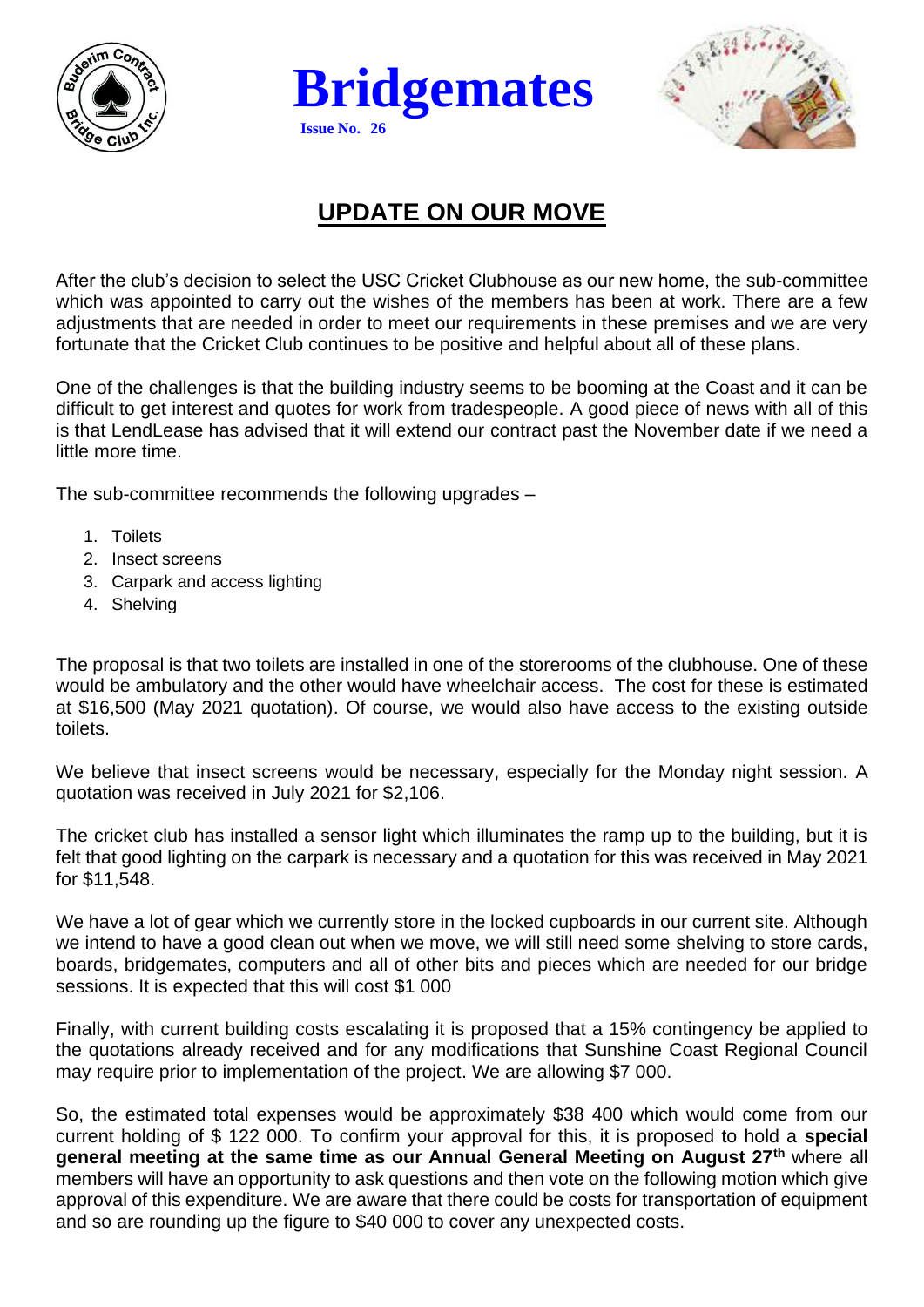# Bridgemates

**Issue No. 26**

## UPDATE ON OUR MOVE

After the club's decision to select the USC Cricket Clubhouse as our new home, the sub-committee which was appointed to carry out the wishes of the members has been at work. There are a few adjustments that are needed in order to meet our requirements in these premises and we are very fortunate that the Cricket Club continues to be positive and helpful about all of these plans.

One of the challenges is that the building industry seems to be booming at the Coast and it can be difficult to get interest and quotes for work from tradespeople. A good piece of news with all of this is that LendLease has advised that it will extend our contract past the November date if we need a little more time.

The sub-committee recommends the following upgrades –

1. Toilets
2. Insect screens
3. Carpark and access lighting
4. Shelving

The proposal is that two toilets are installed in one of the storerooms of the clubhouse. One of these would be ambulatory and the other would have wheelchair access. The cost for these is estimated at $16,500 (May 2021 quotation). Of course, we would also have access to the existing outside toilets.

We believe that insect screens would be necessary, especially for the Monday night session. A quotation was received in July 2021 for $2,106.

The cricket club has installed a sensor light which illuminates the ramp up to the building, but it is felt that good lighting on the carpark is necessary and a quotation for this was received in May 2021 for $11,548.

We have a lot of gear which we currently store in the locked cupboards in our current site. Although we intend to have a good clean out when we move, we will still need some shelving to store cards, boards, bridgemates, computers and all of other bits and pieces which are needed for our bridge sessions. It is expected that this will cost $1 000

Finally, with current building costs escalating it is proposed that a 15% contingency be applied to the quotations already received and for any modifications that Sunshine Coast Regional Council may require prior to implementation of the project. We are allowing $7 000.

So, the estimated total expenses would be approximately $38 400 which would come from our current holding of $ 122 000. To confirm your approval for this, it is proposed to hold a **special general meeting at the same time as our Annual General Meeting on August 27th** where all members will have an opportunity to ask questions and then vote on the following motion which give approval of this expenditure. We are aware that there could be costs for transportation of equipment and so are rounding up the figure to $40 000 to cover any unexpected costs.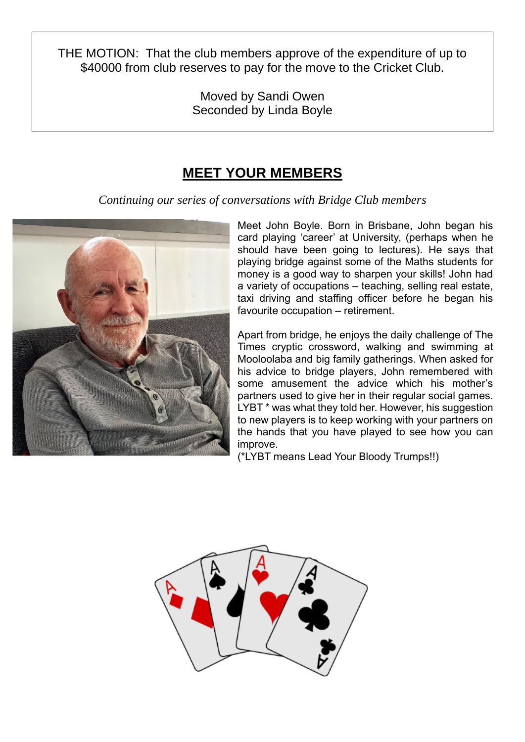THE MOTION: That the club members approve of the expenditure of up to $40000 from club reserves to pay for the move to the Cricket Club.

Moved by Sandi Owen
Seconded by Linda Boyle

## MEET YOUR MEMBERS

*Continuing our series of conversations with Bridge Club members*

Meet John Boyle. Born in Brisbane, John began his card playing 'career' at University, (perhaps when he should have been going to lectures). He says that playing bridge against some of the Maths students for money is a good way to sharpen your skills! John had a variety of occupations – teaching, selling real estate, taxi driving and staffing officer before he began his favourite occupation – retirement.

Apart from bridge, he enjoys the daily challenge of The Times cryptic crossword, walking and swimming at Mooloolaba and big family gatherings. When asked for his advice to bridge players, John remembered with some amusement the advice which his mother's partners used to give her in their regular social games. LYBT * was what they told her. However, his suggestion to new players is to keep working with your partners on the hands that you have played to see how you can improve.

(*LYBT means Lead Your Bloody Trumps!!)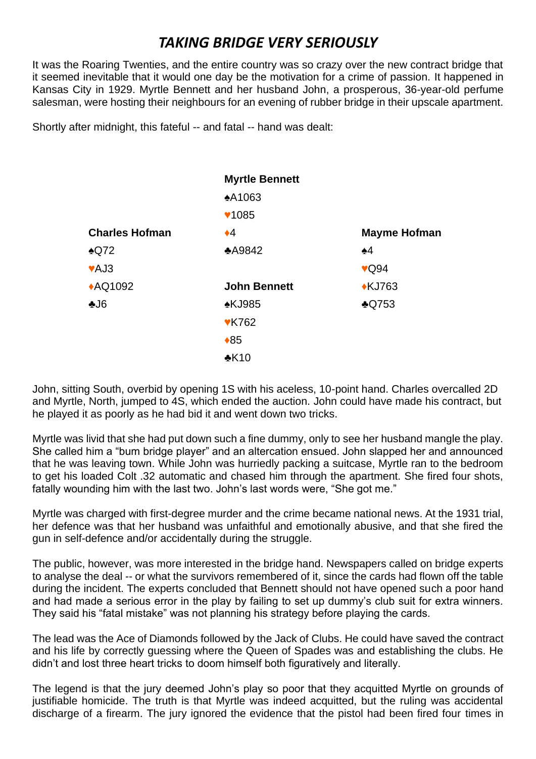# *TAKING BRIDGE VERY SERIOUSLY*

It was the Roaring Twenties, and the entire country was so crazy over the new contract bridge that it seemed inevitable that it would one day be the motivation for a crime of passion. It happened in Kansas City in 1929. Myrtle Bennett and her husband John, a prosperous, 36-year-old perfume salesman, were hosting their neighbours for an evening of rubber bridge in their upscale apartment.

Shortly after midnight, this fateful -- and fatal -- hand was dealt:

| | **Myrtle Bennett** | |
|---|---|---|
| | ♠A1063 | |
| | ♥1085 | |
| **Charles Hofman** | ♦4 | **Mayme Hofman** |
| ♠Q72 | ♣A9842 | ♠4 |
| ♥AJ3 | | ♥Q94 |
| ♦AQ1092 | **John Bennett** | ♦KJ763 |
| ♣J6 | ♠KJ985 | ♣Q753 |
| | ♥K762 | |
| | ♦85 | |
| | ♣K10 | |

John, sitting South, overbid by opening 1S with his aceless, 10-point hand. Charles overcalled 2D and Myrtle, North, jumped to 4S, which ended the auction. John could have made his contract, but he played it as poorly as he had bid it and went down two tricks.

Myrtle was livid that she had put down such a fine dummy, only to see her husband mangle the play. She called him a "bum bridge player" and an altercation ensued. John slapped her and announced that he was leaving town. While John was hurriedly packing a suitcase, Myrtle ran to the bedroom to get his loaded Colt .32 automatic and chased him through the apartment. She fired four shots, fatally wounding him with the last two. John's last words were, "She got me."

Myrtle was charged with first-degree murder and the crime became national news. At the 1931 trial, her defence was that her husband was unfaithful and emotionally abusive, and that she fired the gun in self-defence and/or accidentally during the struggle.

The public, however, was more interested in the bridge hand. Newspapers called on bridge experts to analyse the deal -- or what the survivors remembered of it, since the cards had flown off the table during the incident. The experts concluded that Bennett should not have opened such a poor hand and had made a serious error in the play by failing to set up dummy's club suit for extra winners. They said his "fatal mistake" was not planning his strategy before playing the cards.

The lead was the Ace of Diamonds followed by the Jack of Clubs. He could have saved the contract and his life by correctly guessing where the Queen of Spades was and establishing the clubs. He didn't and lost three heart tricks to doom himself both figuratively and literally.

The legend is that the jury deemed John's play so poor that they acquitted Myrtle on grounds of justifiable homicide. The truth is that Myrtle was indeed acquitted, but the ruling was accidental discharge of a firearm. The jury ignored the evidence that the pistol had been fired four times in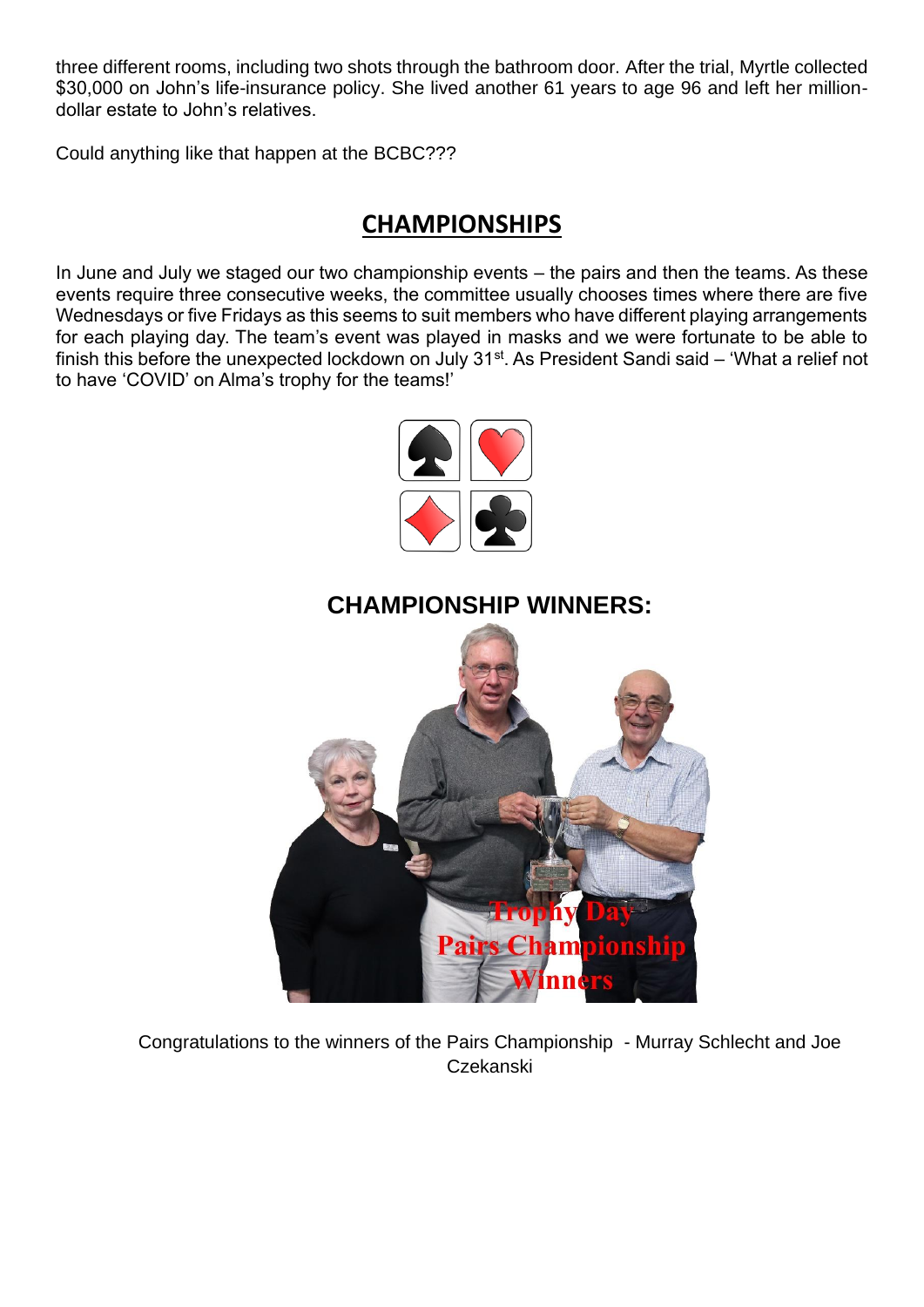three different rooms, including two shots through the bathroom door. After the trial, Myrtle collected $30,000 on John's life-insurance policy. She lived another 61 years to age 96 and left her million-dollar estate to John's relatives.

Could anything like that happen at the BCBC???

## CHAMPIONSHIPS

In June and July we staged our two championship events – the pairs and then the teams. As these events require three consecutive weeks, the committee usually chooses times where there are five Wednesdays or five Fridays as this seems to suit members who have different playing arrangements for each playing day. The team's event was played in masks and we were fortunate to be able to finish this before the unexpected lockdown on July 31st. As President Sandi said – 'What a relief not to have 'COVID' on Alma's trophy for the teams!'

### CHAMPIONSHIP WINNERS:

Trophy Day
Pairs Championship
Winners

Congratulations to the winners of the Pairs Championship - Murray Schlecht and Joe Czekanski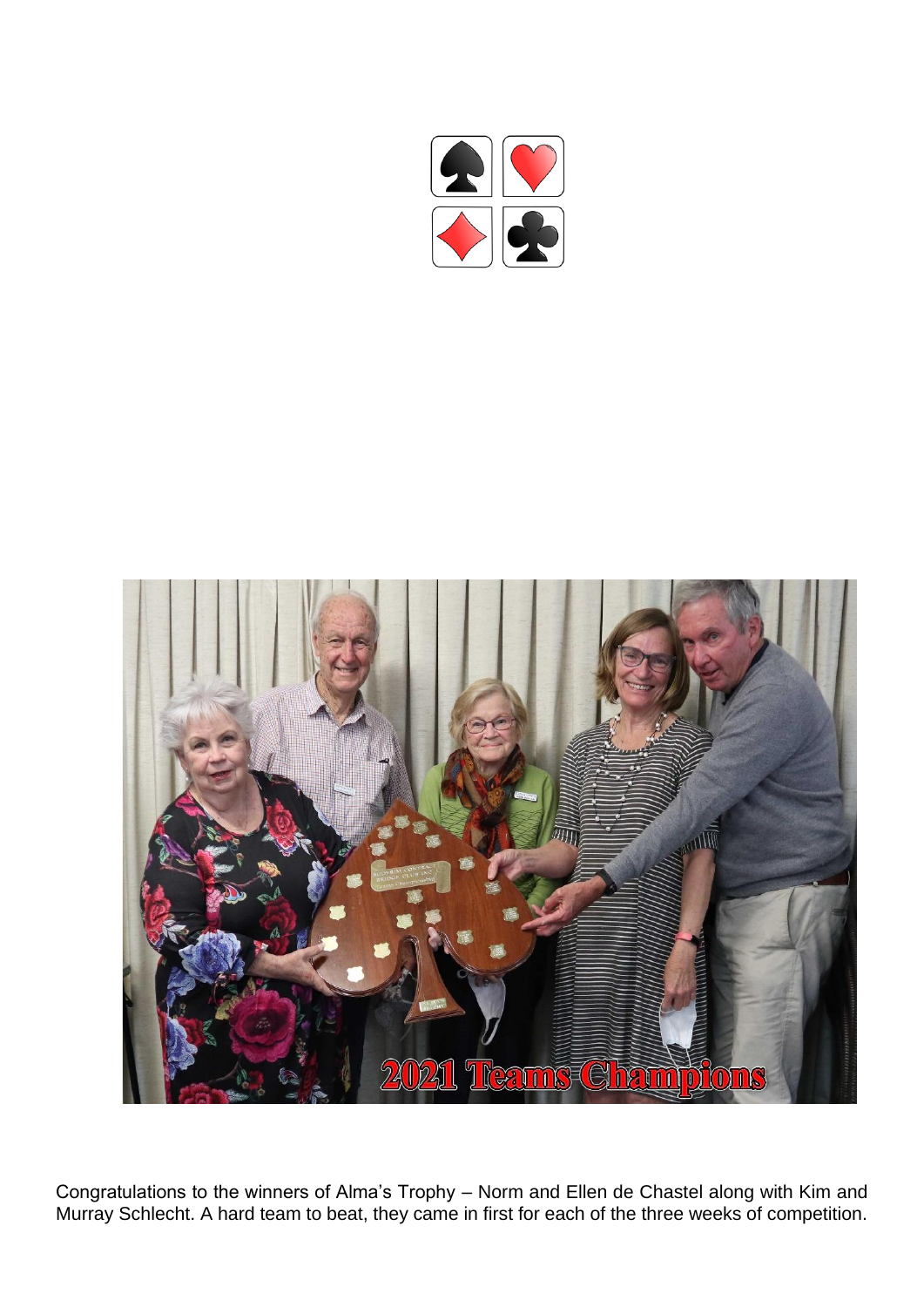Congratulations to the winners of Alma's Trophy – Norm and Ellen de Chastel along with Kim and Murray Schlecht. A hard team to beat, they came in first for each of the three weeks of competition.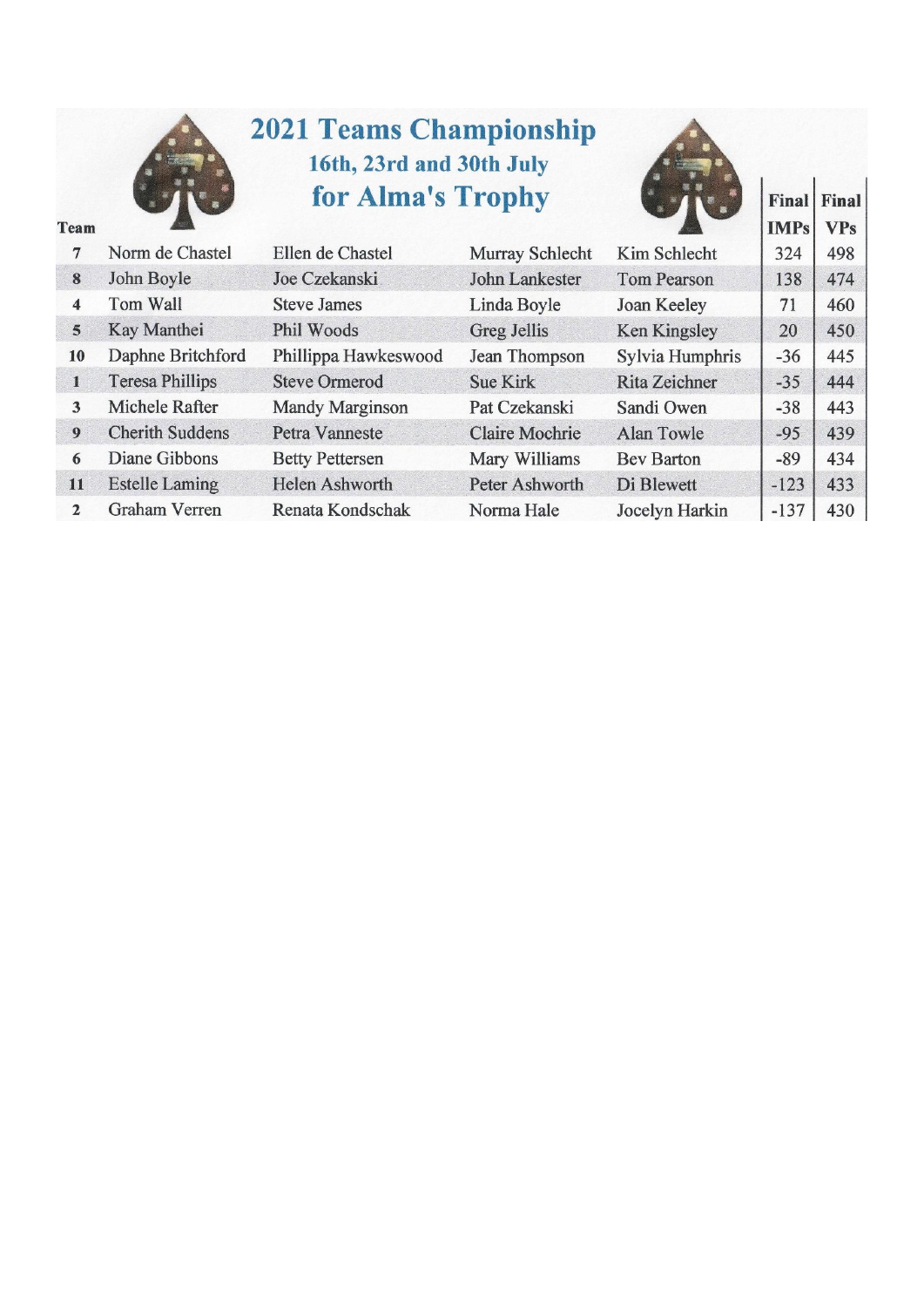# 2021 Teams Championship

## 16th, 23rd and 30th July

## for Alma's Trophy

| Team | | | | | Final IMPs | Final VPs |
|---|---|---|---|---|---|---|
| 7 | Norm de Chastel | Ellen de Chastel | Murray Schlecht | Kim Schlecht | 324 | 498 |
| 8 | John Boyle | Joe Czekanski | John Lankester | Tom Pearson | 138 | 474 |
| 4 | Tom Wall | Steve James | Linda Boyle | Joan Keeley | 71 | 460 |
| 5 | Kay Manthei | Phil Woods | Greg Jellis | Ken Kingsley | 20 | 450 |
| 10 | Daphne Britchford | Phillippa Hawkeswood | Jean Thompson | Sylvia Humphris | -36 | 445 |
| 1 | Teresa Phillips | Steve Ormerod | Sue Kirk | Rita Zeichner | -35 | 444 |
| 3 | Michele Rafter | Mandy Marginson | Pat Czekanski | Sandi Owen | -38 | 443 |
| 9 | Cherith Suddens | Petra Vanneste | Claire Mochrie | Alan Towle | -95 | 439 |
| 6 | Diane Gibbons | Betty Pettersen | Mary Williams | Bev Barton | -89 | 434 |
| 11 | Estelle Laming | Helen Ashworth | Peter Ashworth | Di Blewett | -123 | 433 |
| 2 | Graham Verren | Renata Kondschak | Norma Hale | Jocelyn Harkin | -137 | 430 |